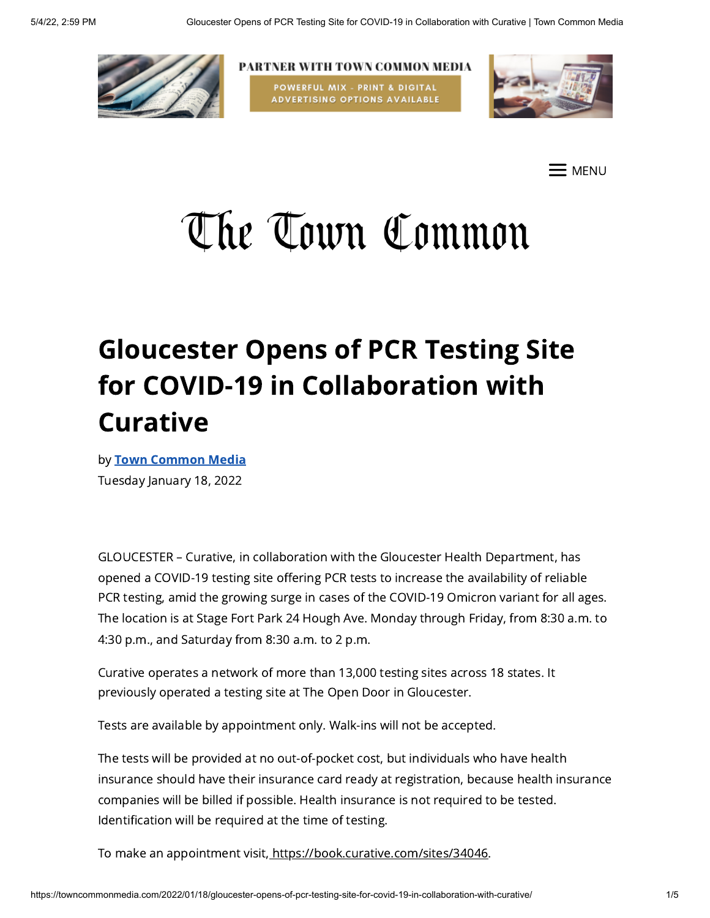PARTNER WITH TOWN COMMON MEDIA

POWERFUL MIX - PRINT & DIGITAL ADVERTISING OPTIONS AVAILABLE

MENU

The Town Common

# Gloucester Opens of PCR Testing Site for COVID-19 in Collaboration with Curative

by **Town Common Media**
Tuesday January 18, 2022

GLOUCESTER – Curative, in collaboration with the Gloucester Health Department, has opened a COVID-19 testing site offering PCR tests to increase the availability of reliable PCR testing, amid the growing surge in cases of the COVID-19 Omicron variant for all ages. The location is at Stage Fort Park 24 Hough Ave. Monday through Friday, from 8:30 a.m. to 4:30 p.m., and Saturday from 8:30 a.m. to 2 p.m.

Curative operates a network of more than 13,000 testing sites across 18 states. It previously operated a testing site at The Open Door in Gloucester.

Tests are available by appointment only. Walk-ins will not be accepted.

The tests will be provided at no out-of-pocket cost, but individuals who have health insurance should have their insurance card ready at registration, because health insurance companies will be billed if possible. Health insurance is not required to be tested. Identification will be required at the time of testing.

To make an appointment visit, https://book.curative.com/sites/34046.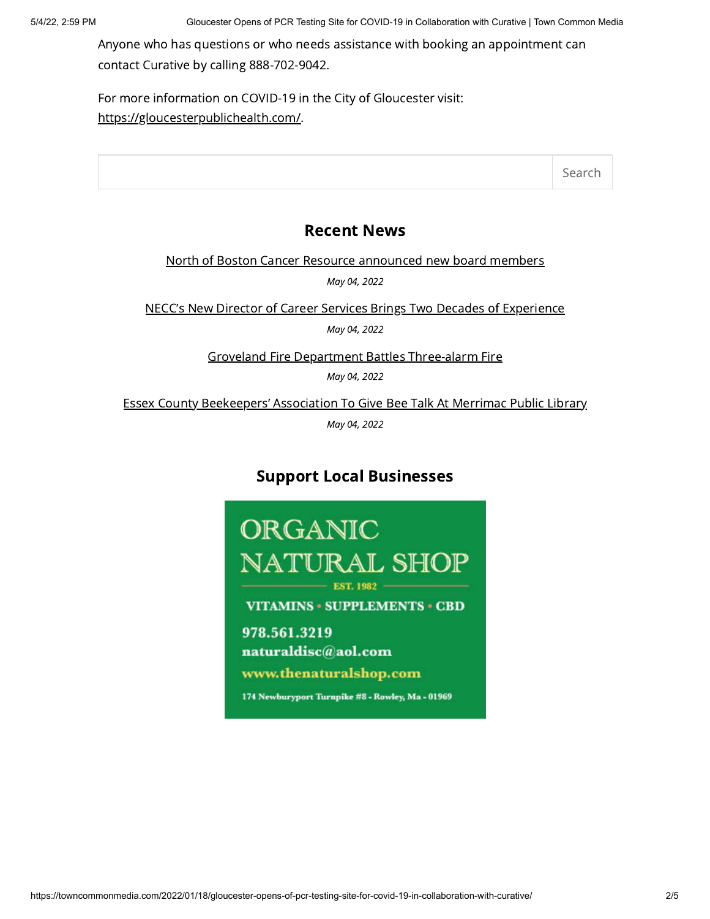Anyone who has questions or who needs assistance with booking an appointment can contact Curative by calling 888-702-9042.

For more information on COVID-19 in the City of Gloucester visit: https://gloucesterpublichealth.com/.

Search

## Recent News

North of Boston Cancer Resource announced new board members

*May 04, 2022*

NECC's New Director of Career Services Brings Two Decades of Experience

*May 04, 2022*

Groveland Fire Department Battles Three-alarm Fire

*May 04, 2022*

Essex County Beekeepers' Association To Give Bee Talk At Merrimac Public Library

*May 04, 2022*

## Support Local Businesses

ORGANIC NATURAL SHOP

EST. 1982

VITAMINS • SUPPLEMENTS • CBD

978.561.3219

naturaldisc@aol.com

www.thenaturalshop.com

174 Newburyport Turnpike #8 - Rowley, Ma - 01969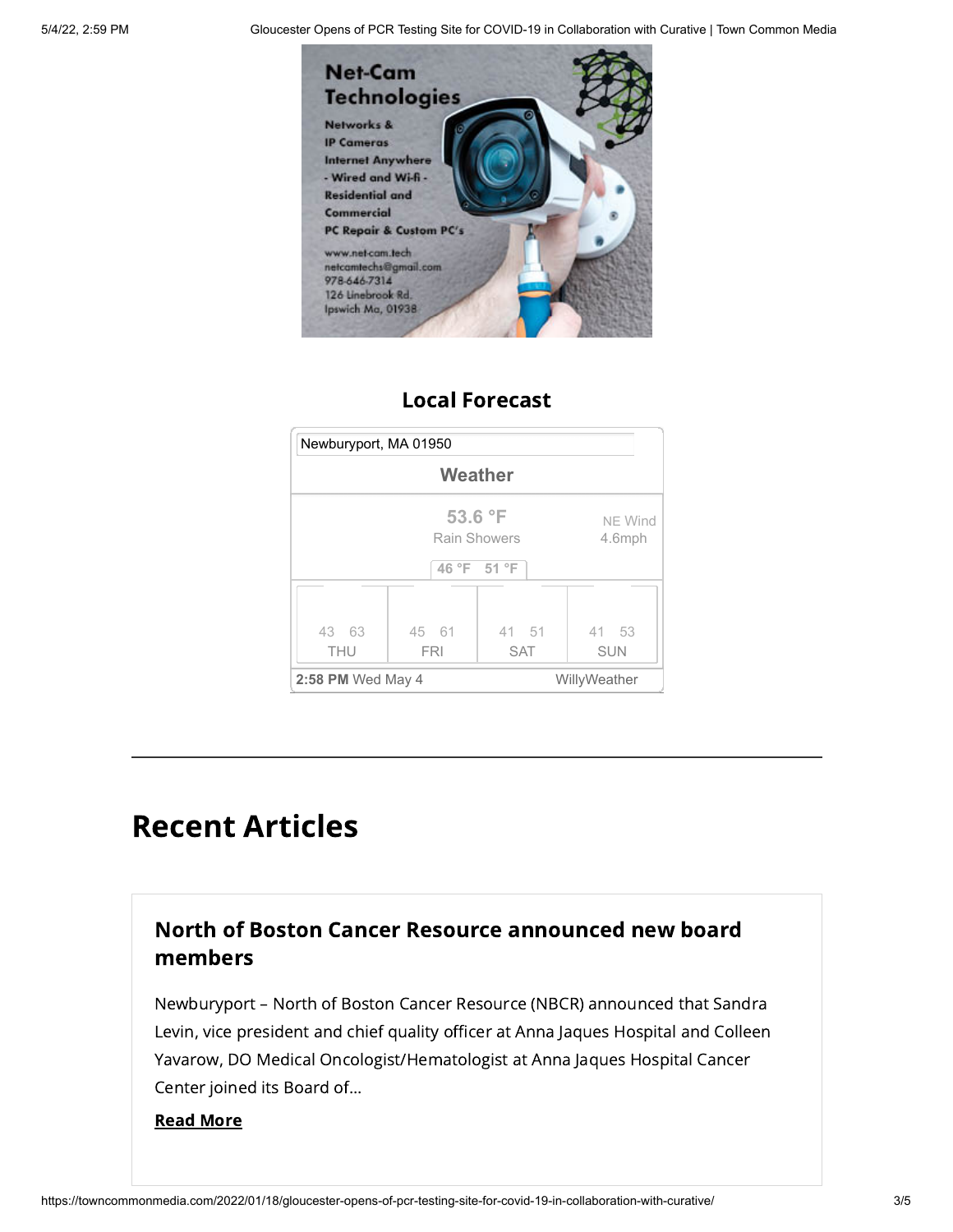Net-Cam Technologies

Networks & IP Cameras
Internet Anywhere
- Wired and Wi-fi -
Residential and Commercial
PC Repair & Custom PC's

www.net-cam.tech
netcamtechs@gmail.com
978-646-7314
126 Linebrook Rd.
Ipswich Ma, 01938

## Local Forecast

Newburyport, MA 01950

**Weather**

53.6 °F
Rain Showers

NE Wind
4.6mph

46 °F 51 °F

| THU | FRI | SAT | SUN |
|---|---|---|---|
| 43 63 | 45 61 | 41 51 | 41 53 |

**2:58 PM** Wed May 4 — WillyWeather

---

# Recent Articles

## North of Boston Cancer Resource announced new board members

Newburyport – North of Boston Cancer Resource (NBCR) announced that Sandra Levin, vice president and chief quality officer at Anna Jaques Hospital and Colleen Yavarow, DO Medical Oncologist/Hematologist at Anna Jaques Hospital Cancer Center joined its Board of...

**Read More**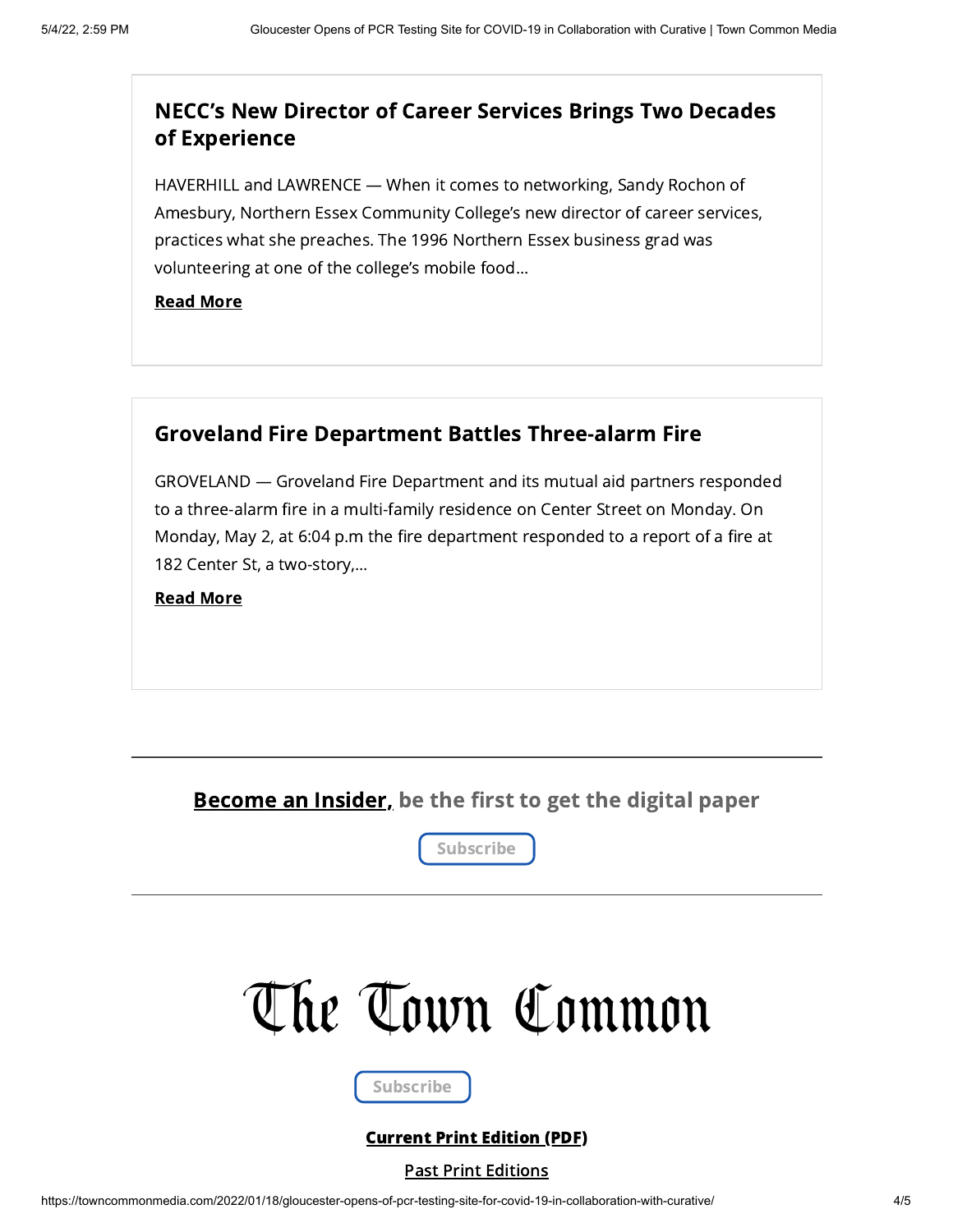## NECC's New Director of Career Services Brings Two Decades of Experience

HAVERHILL and LAWRENCE — When it comes to networking, Sandy Rochon of Amesbury, Northern Essex Community College's new director of career services, practices what she preaches. The 1996 Northern Essex business grad was volunteering at one of the college's mobile food...

**Read More**

## Groveland Fire Department Battles Three-alarm Fire

GROVELAND — Groveland Fire Department and its mutual aid partners responded to a three-alarm fire in a multi-family residence on Center Street on Monday. On Monday, May 2, at 6:04 p.m the fire department responded to a report of a fire at 182 Center St, a two-story,...

**Read More**

---

**Become an Insider, be the first to get the digital paper**

Subscribe

---

# The Town Common

Subscribe

**Current Print Edition (PDF)**

Past Print Editions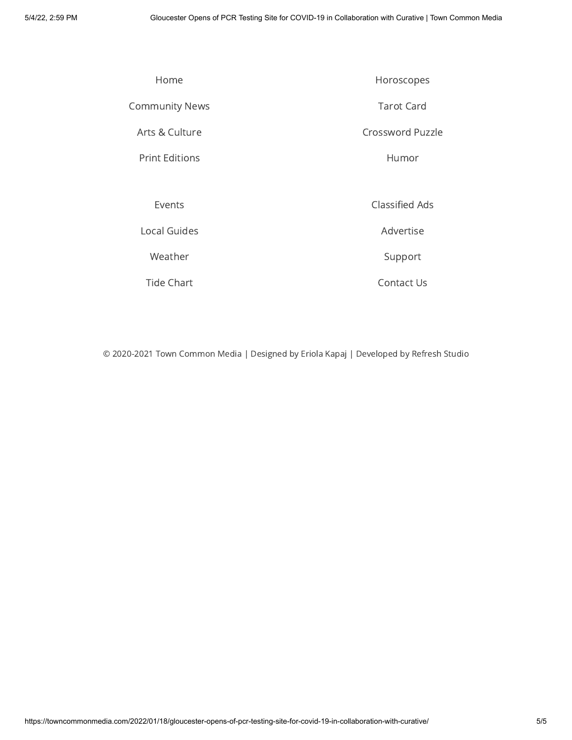Home

Community News

Arts & Culture

Print Editions

Horoscopes

Tarot Card

Crossword Puzzle

Humor

Events

Local Guides

Weather

Tide Chart

Classified Ads

Advertise

Support

Contact Us

© 2020-2021 Town Common Media | Designed by Eriola Kapaj | Developed by Refresh Studio